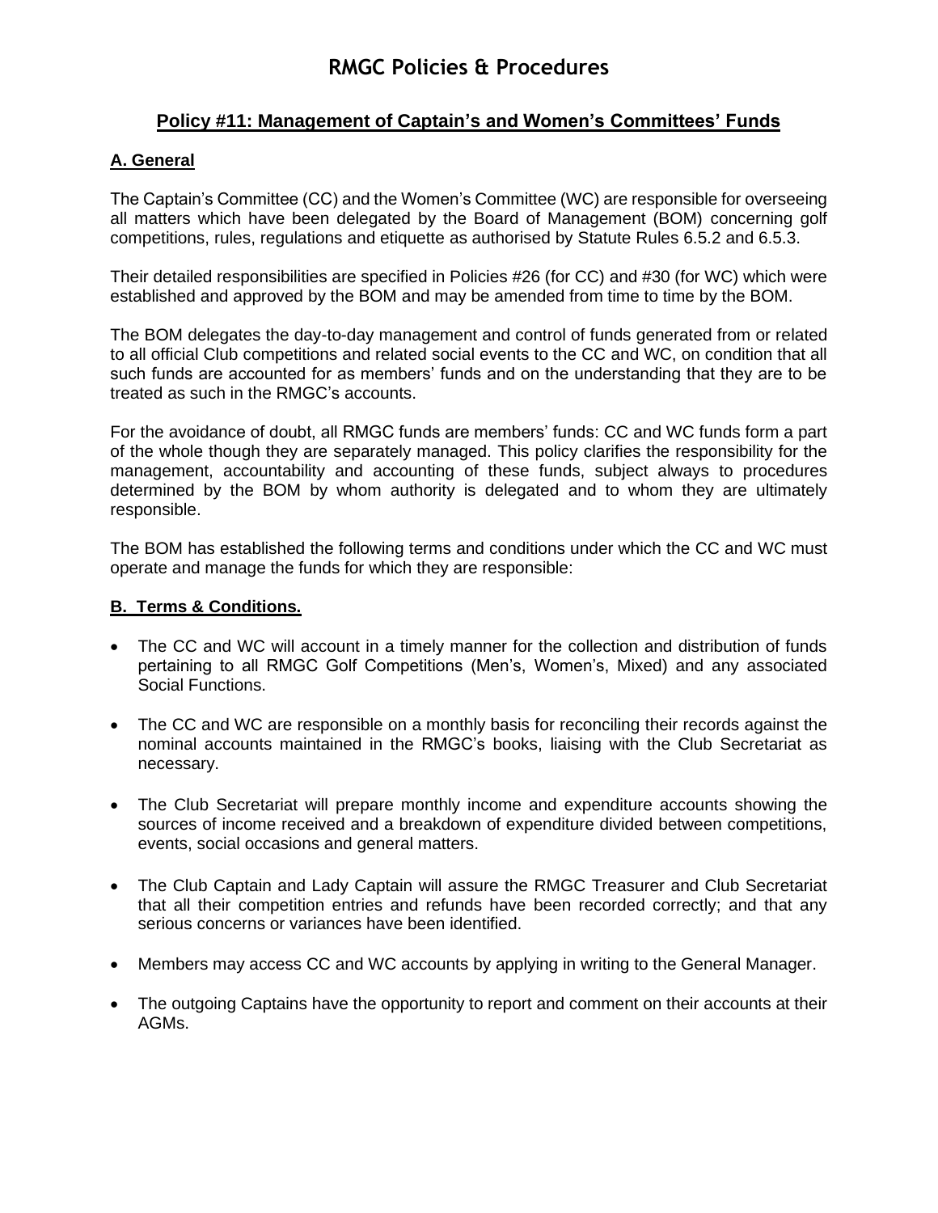# RMGC Policies & Procedures

## Policy #11: Management of Captain's and Women's Committees' Funds

### A. General

The Captain's Committee (CC) and the Women's Committee (WC) are responsible for overseeing all matters which have been delegated by the Board of Management (BOM) concerning golf competitions, rules, regulations and etiquette as authorised by Statute Rules 6.5.2 and 6.5.3.

Their detailed responsibilities are specified in Policies #26 (for CC) and #30 (for WC) which were established and approved by the BOM and may be amended from time to time by the BOM.

The BOM delegates the day-to-day management and control of funds generated from or related to all official Club competitions and related social events to the CC and WC, on condition that all such funds are accounted for as members' funds and on the understanding that they are to be treated as such in the RMGC's accounts.

For the avoidance of doubt, all RMGC funds are members' funds: CC and WC funds form a part of the whole though they are separately managed. This policy clarifies the responsibility for the management, accountability and accounting of these funds, subject always to procedures determined by the BOM by whom authority is delegated and to whom they are ultimately responsible.

The BOM has established the following terms and conditions under which the CC and WC must operate and manage the funds for which they are responsible:

### B. Terms & Conditions.

- The CC and WC will account in a timely manner for the collection and distribution of funds pertaining to all RMGC Golf Competitions (Men's, Women's, Mixed) and any associated Social Functions.
- The CC and WC are responsible on a monthly basis for reconciling their records against the nominal accounts maintained in the RMGC's books, liaising with the Club Secretariat as necessary.
- The Club Secretariat will prepare monthly income and expenditure accounts showing the sources of income received and a breakdown of expenditure divided between competitions, events, social occasions and general matters.
- The Club Captain and Lady Captain will assure the RMGC Treasurer and Club Secretariat that all their competition entries and refunds have been recorded correctly; and that any serious concerns or variances have been identified.
- Members may access CC and WC accounts by applying in writing to the General Manager.
- The outgoing Captains have the opportunity to report and comment on their accounts at their AGMs.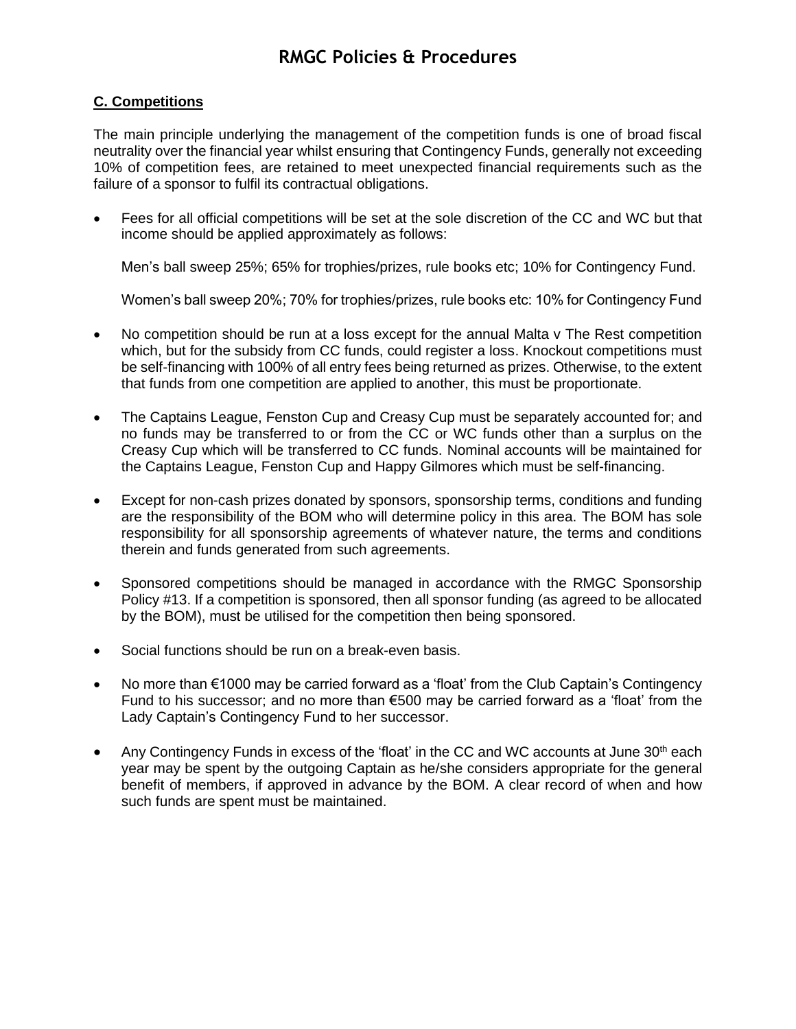## C. Competitions

The main principle underlying the management of the competition funds is one of broad fiscal neutrality over the financial year whilst ensuring that Contingency Funds, generally not exceeding 10% of competition fees, are retained to meet unexpected financial requirements such as the failure of a sponsor to fulfil its contractual obligations.

- Fees for all official competitions will be set at the sole discretion of the CC and WC but that income should be applied approximately as follows:

  Men's ball sweep 25%; 65% for trophies/prizes, rule books etc; 10% for Contingency Fund.

  Women's ball sweep 20%; 70% for trophies/prizes, rule books etc: 10% for Contingency Fund

- No competition should be run at a loss except for the annual Malta v The Rest competition which, but for the subsidy from CC funds, could register a loss. Knockout competitions must be self-financing with 100% of all entry fees being returned as prizes. Otherwise, to the extent that funds from one competition are applied to another, this must be proportionate.

- The Captains League, Fenston Cup and Creasy Cup must be separately accounted for; and no funds may be transferred to or from the CC or WC funds other than a surplus on the Creasy Cup which will be transferred to CC funds. Nominal accounts will be maintained for the Captains League, Fenston Cup and Happy Gilmores which must be self-financing.

- Except for non-cash prizes donated by sponsors, sponsorship terms, conditions and funding are the responsibility of the BOM who will determine policy in this area. The BOM has sole responsibility for all sponsorship agreements of whatever nature, the terms and conditions therein and funds generated from such agreements.

- Sponsored competitions should be managed in accordance with the RMGC Sponsorship Policy #13. If a competition is sponsored, then all sponsor funding (as agreed to be allocated by the BOM), must be utilised for the competition then being sponsored.

- Social functions should be run on a break-even basis.

- No more than €1000 may be carried forward as a 'float' from the Club Captain's Contingency Fund to his successor; and no more than €500 may be carried forward as a 'float' from the Lady Captain's Contingency Fund to her successor.

- Any Contingency Funds in excess of the 'float' in the CC and WC accounts at June 30th each year may be spent by the outgoing Captain as he/she considers appropriate for the general benefit of members, if approved in advance by the BOM. A clear record of when and how such funds are spent must be maintained.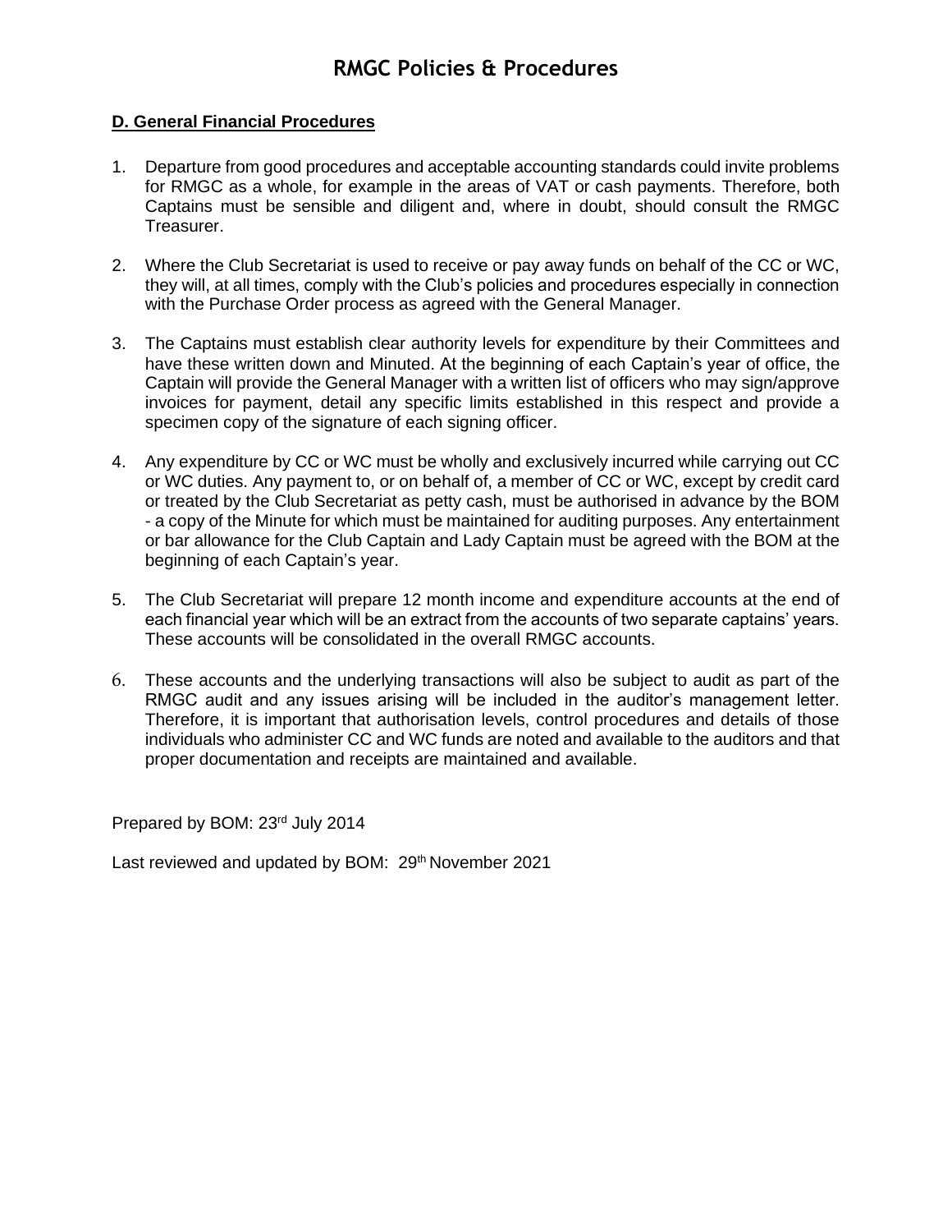# RMGC Policies & Procedures

**D. General Financial Procedures**

1. Departure from good procedures and acceptable accounting standards could invite problems for RMGC as a whole, for example in the areas of VAT or cash payments. Therefore, both Captains must be sensible and diligent and, where in doubt, should consult the RMGC Treasurer.

2. Where the Club Secretariat is used to receive or pay away funds on behalf of the CC or WC, they will, at all times, comply with the Club's policies and procedures especially in connection with the Purchase Order process as agreed with the General Manager.

3. The Captains must establish clear authority levels for expenditure by their Committees and have these written down and Minuted. At the beginning of each Captain's year of office, the Captain will provide the General Manager with a written list of officers who may sign/approve invoices for payment, detail any specific limits established in this respect and provide a specimen copy of the signature of each signing officer.

4. Any expenditure by CC or WC must be wholly and exclusively incurred while carrying out CC or WC duties. Any payment to, or on behalf of, a member of CC or WC, except by credit card or treated by the Club Secretariat as petty cash, must be authorised in advance by the BOM - a copy of the Minute for which must be maintained for auditing purposes. Any entertainment or bar allowance for the Club Captain and Lady Captain must be agreed with the BOM at the beginning of each Captain's year.

5. The Club Secretariat will prepare 12 month income and expenditure accounts at the end of each financial year which will be an extract from the accounts of two separate captains' years. These accounts will be consolidated in the overall RMGC accounts.

6. These accounts and the underlying transactions will also be subject to audit as part of the RMGC audit and any issues arising will be included in the auditor's management letter. Therefore, it is important that authorisation levels, control procedures and details of those individuals who administer CC and WC funds are noted and available to the auditors and that proper documentation and receipts are maintained and available.

Prepared by BOM: 23rd July 2014

Last reviewed and updated by BOM: 29th November 2021